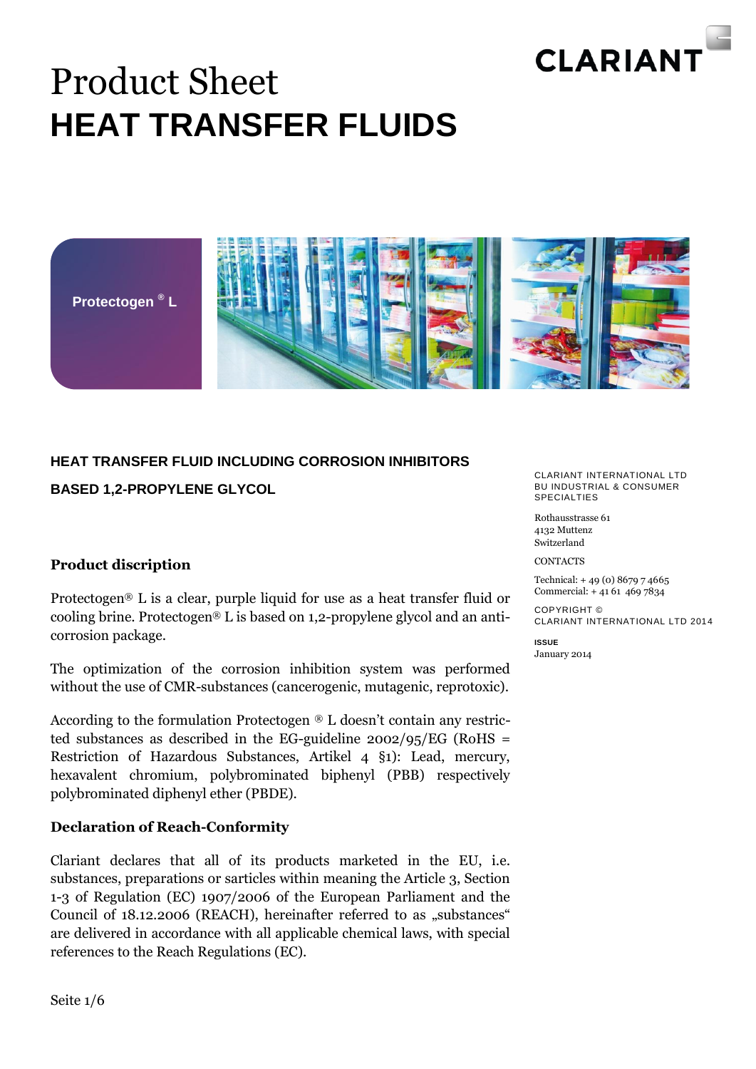CLARIANT

# Product Sheet
# HEAT TRANSFER FLUIDS

Protectogen ® L

### HEAT TRANSFER FLUID INCLUDING CORROSION INHIBITORS

### BASED 1,2-PROPYLENE GLYCOL

CLARIANT INTERNATIONAL LTD
BU INDUSTRIAL & CONSUMER SPECIALTIES

Rothausstrasse 61
4132 Muttenz
Switzerland

CONTACTS

Technical: + 49 (0) 8679 7 4665
Commercial: + 41 61 469 7834

COPYRIGHT ©
CLARIANT INTERNATIONAL LTD 2014

**ISSUE**
January 2014

## Product discription

Protectogen® L is a clear, purple liquid for use as a heat transfer fluid or cooling brine. Protectogen® L is based on 1,2-propylene glycol and an anti-corrosion package.

The optimization of the corrosion inhibition system was performed without the use of CMR-substances (cancerogenic, mutagenic, reprotoxic).

According to the formulation Protectogen ® L doesn't contain any restricted substances as described in the EG-guideline 2002/95/EG (RoHS = Restriction of Hazardous Substances, Artikel 4 §1): Lead, mercury, hexavalent chromium, polybrominated biphenyl (PBB) respectively polybrominated diphenyl ether (PBDE).

## Declaration of Reach-Conformity

Clariant declares that all of its products marketed in the EU, i.e. substances, preparations or sarticles within meaning the Article 3, Section 1-3 of Regulation (EC) 1907/2006 of the European Parliament and the Council of 18.12.2006 (REACH), hereinafter referred to as „substances" are delivered in accordance with all applicable chemical laws, with special references to the Reach Regulations (EC).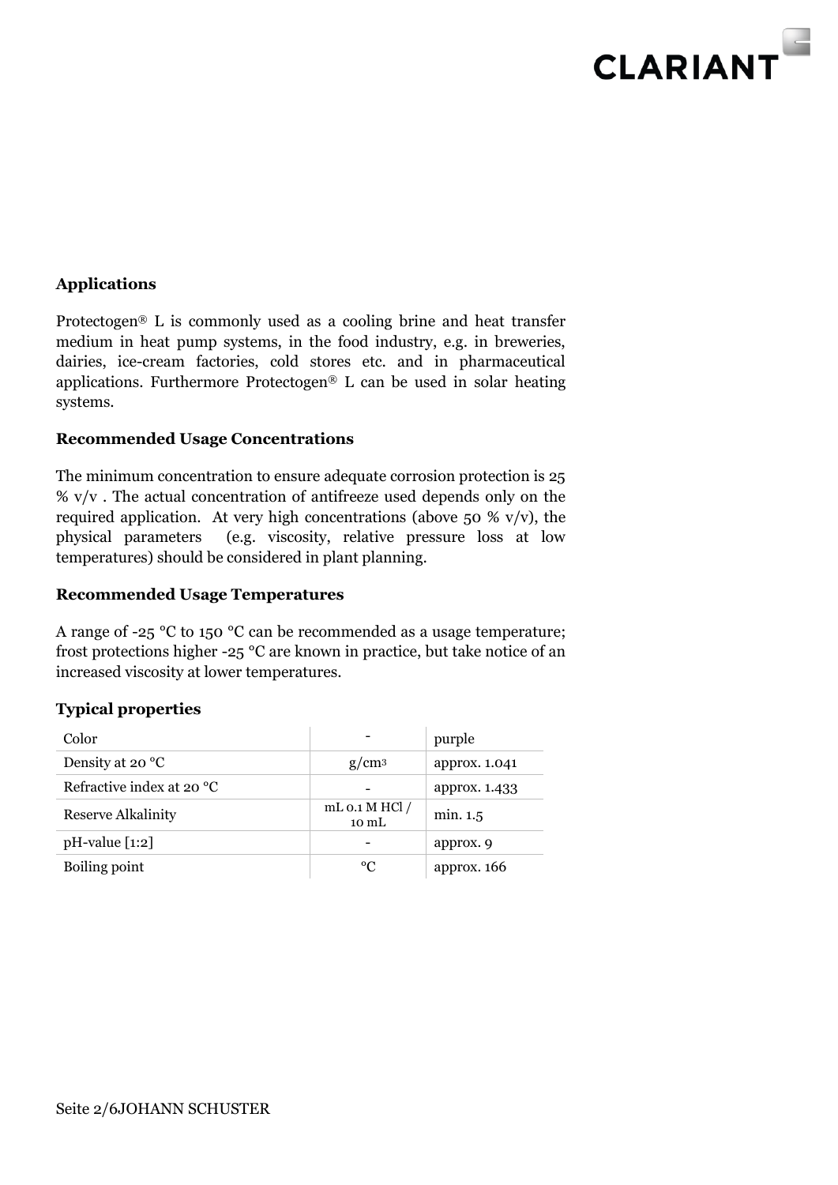### Applications

Protectogen® L is commonly used as a cooling brine and heat transfer medium in heat pump systems, in the food industry, e.g. in breweries, dairies, ice-cream factories, cold stores etc. and in pharmaceutical applications. Furthermore Protectogen® L can be used in solar heating systems.

### Recommended Usage Concentrations

The minimum concentration to ensure adequate corrosion protection is 25 % v/v . The actual concentration of antifreeze used depends only on the required application. At very high concentrations (above 50 % v/v), the physical parameters (e.g. viscosity, relative pressure loss at low temperatures) should be considered in plant planning.

### Recommended Usage Temperatures

A range of -25 °C to 150 °C can be recommended as a usage temperature; frost protections higher -25 °C are known in practice, but take notice of an increased viscosity at lower temperatures.

### Typical properties

| Property | Unit | Value |
|---|---|---|
| Color | - | purple |
| Density at 20 °C | $g/cm^3$ | approx. 1.041 |
| Refractive index at 20 °C | - | approx. 1.433 |
| Reserve Alkalinity | mL 0.1 M HCl / 10 mL | min. 1.5 |
| pH-value [1:2] | - | approx. 9 |
| Boiling point | °C | approx. 166 |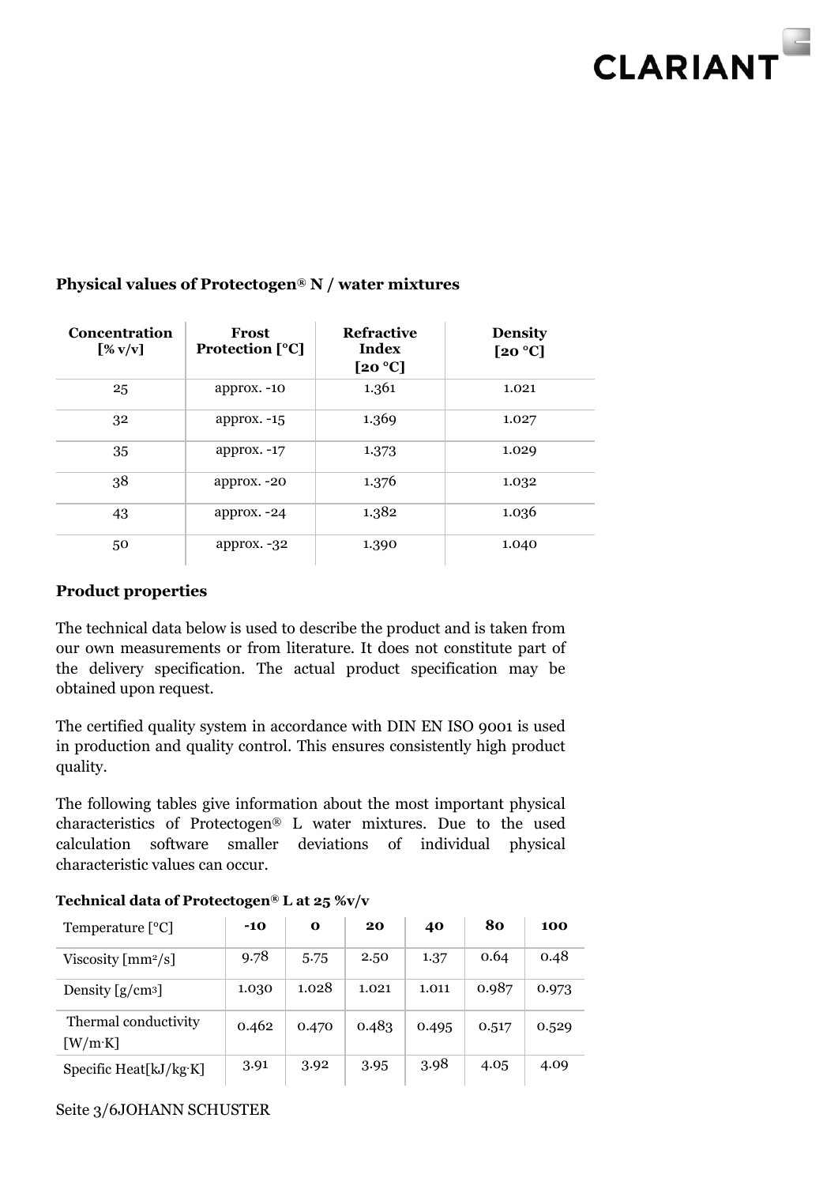## Physical values of Protectogen® N / water mixtures

| Concentration [% v/v] | Frost Protection [°C] | Refractive Index [20 °C] | Density [20 °C] |
|---|---|---|---|
| 25 | approx. -10 | 1.361 | 1.021 |
| 32 | approx. -15 | 1.369 | 1.027 |
| 35 | approx. -17 | 1.373 | 1.029 |
| 38 | approx. -20 | 1.376 | 1.032 |
| 43 | approx. -24 | 1.382 | 1.036 |
| 50 | approx. -32 | 1.390 | 1.040 |

## Product properties

The technical data below is used to describe the product and is taken from our own measurements or from literature. It does not constitute part of the delivery specification. The actual product specification may be obtained upon request.

The certified quality system in accordance with DIN EN ISO 9001 is used in production and quality control. This ensures consistently high product quality.

The following tables give information about the most important physical characteristics of Protectogen® L water mixtures. Due to the used calculation software smaller deviations of individual physical characteristic values can occur.

### Technical data of Protectogen® L at 25 %v/v

| Temperature [°C] | -10 | 0 | 20 | 40 | 80 | 100 |
|---|---|---|---|---|---|---|
| Viscosity [mm²/s] | 9.78 | 5.75 | 2.50 | 1.37 | 0.64 | 0.48 |
| Density [g/cm³] | 1.030 | 1.028 | 1.021 | 1.011 | 0.987 | 0.973 |
| Thermal conductivity [W/m·K] | 0.462 | 0.470 | 0.483 | 0.495 | 0.517 | 0.529 |
| Specific Heat[kJ/kg·K] | 3.91 | 3.92 | 3.95 | 3.98 | 4.05 | 4.09 |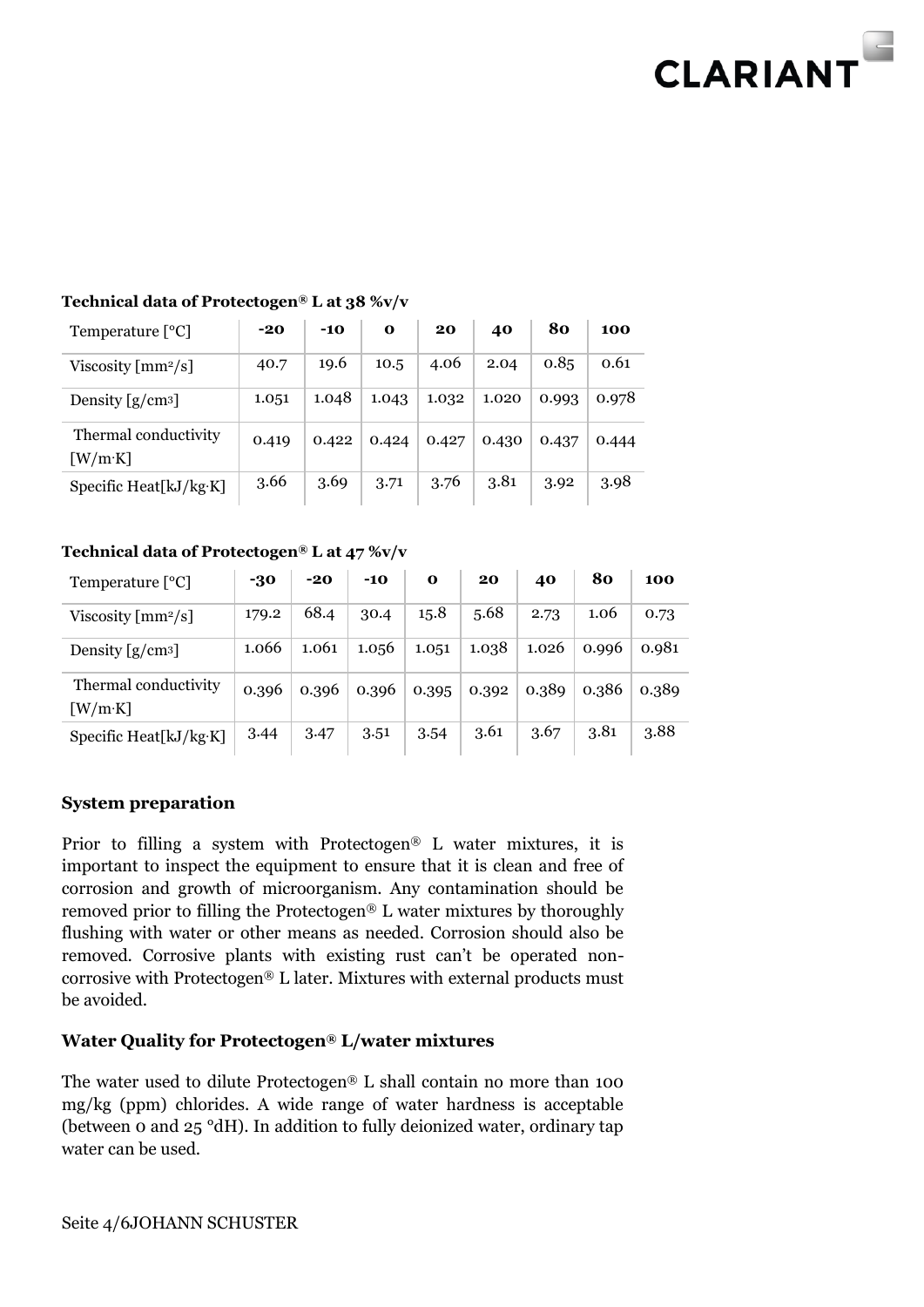**Technical data of Protectogen® L at 38 %v/v**

| Temperature [°C] | -20 | -10 | 0 | 20 | 40 | 80 | 100 |
|---|---|---|---|---|---|---|---|
| Viscosity [$mm^2/s$] | 40.7 | 19.6 | 10.5 | 4.06 | 2.04 | 0.85 | 0.61 |
| Density [$g/cm^3$] | 1.051 | 1.048 | 1.043 | 1.032 | 1.020 | 0.993 | 0.978 |
| Thermal conductivity [W/m·K] | 0.419 | 0.422 | 0.424 | 0.427 | 0.430 | 0.437 | 0.444 |
| Specific Heat[kJ/kg·K] | 3.66 | 3.69 | 3.71 | 3.76 | 3.81 | 3.92 | 3.98 |

**Technical data of Protectogen® L at 47 %v/v**

| Temperature [°C] | -30 | -20 | -10 | 0 | 20 | 40 | 80 | 100 |
|---|---|---|---|---|---|---|---|---|
| Viscosity [$mm^2/s$] | 179.2 | 68.4 | 30.4 | 15.8 | 5.68 | 2.73 | 1.06 | 0.73 |
| Density [$g/cm^3$] | 1.066 | 1.061 | 1.056 | 1.051 | 1.038 | 1.026 | 0.996 | 0.981 |
| Thermal conductivity [W/m·K] | 0.396 | 0.396 | 0.396 | 0.395 | 0.392 | 0.389 | 0.386 | 0.389 |
| Specific Heat[kJ/kg·K] | 3.44 | 3.47 | 3.51 | 3.54 | 3.61 | 3.67 | 3.81 | 3.88 |

### System preparation

Prior to filling a system with Protectogen® L water mixtures, it is important to inspect the equipment to ensure that it is clean and free of corrosion and growth of microorganism. Any contamination should be removed prior to filling the Protectogen® L water mixtures by thoroughly flushing with water or other means as needed. Corrosion should also be removed. Corrosive plants with existing rust can't be operated non-corrosive with Protectogen® L later. Mixtures with external products must be avoided.

### Water Quality for Protectogen® L/water mixtures

The water used to dilute Protectogen® L shall contain no more than 100 mg/kg (ppm) chlorides. A wide range of water hardness is acceptable (between 0 and 25 °dH). In addition to fully deionized water, ordinary tap water can be used.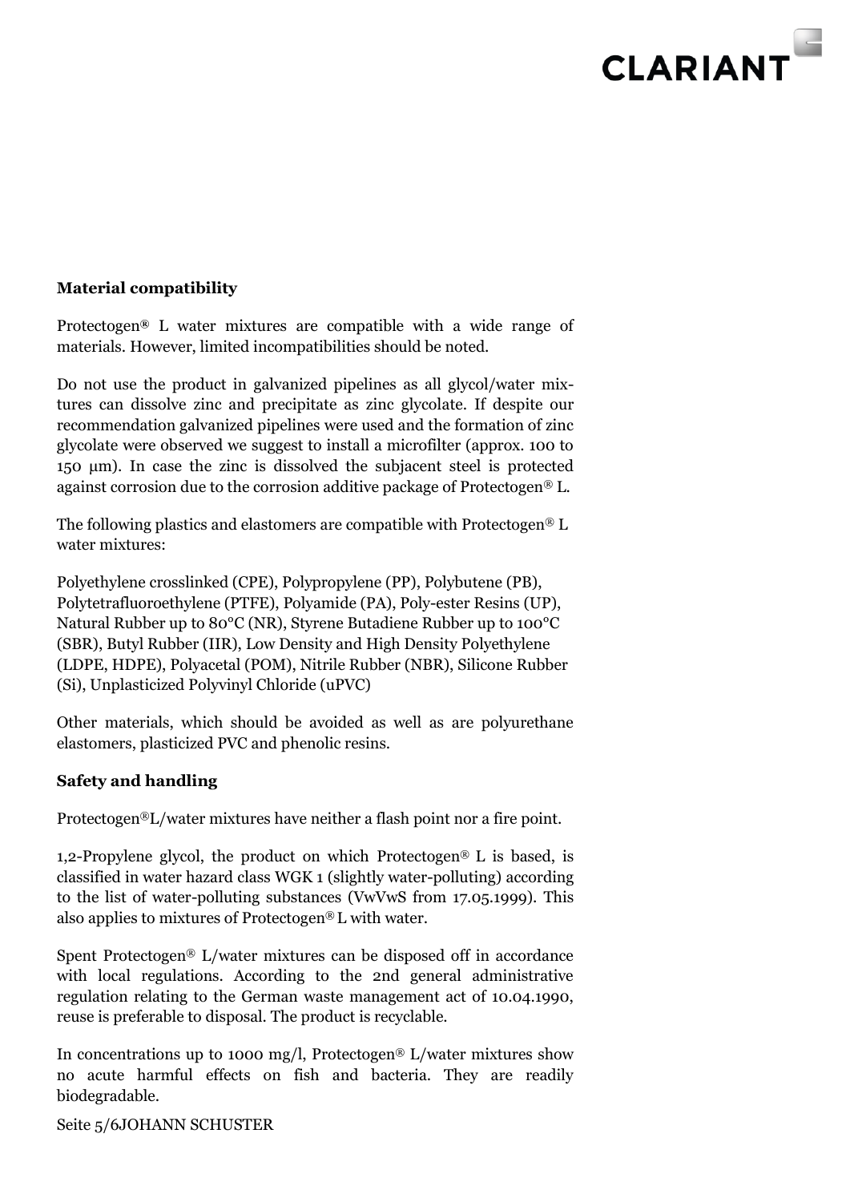**Material compatibility**

Protectogen® L water mixtures are compatible with a wide range of materials. However, limited incompatibilities should be noted.

Do not use the product in galvanized pipelines as all glycol/water mixtures can dissolve zinc and precipitate as zinc glycolate. If despite our recommendation galvanized pipelines were used and the formation of zinc glycolate were observed we suggest to install a microfilter (approx. 100 to 150 µm). In case the zinc is dissolved the subjacent steel is protected against corrosion due to the corrosion additive package of Protectogen® L.

The following plastics and elastomers are compatible with Protectogen® L water mixtures:

Polyethylene crosslinked (CPE), Polypropylene (PP), Polybutene (PB), Polytetrafluoroethylene (PTFE), Polyamide (PA), Poly-ester Resins (UP), Natural Rubber up to 80°C (NR), Styrene Butadiene Rubber up to 100°C (SBR), Butyl Rubber (IIR), Low Density and High Density Polyethylene (LDPE, HDPE), Polyacetal (POM), Nitrile Rubber (NBR), Silicone Rubber (Si), Unplasticized Polyvinyl Chloride (uPVC)

Other materials, which should be avoided as well as are polyurethane elastomers, plasticized PVC and phenolic resins.

**Safety and handling**

Protectogen®L/water mixtures have neither a flash point nor a fire point.

1,2-Propylene glycol, the product on which Protectogen® L is based, is classified in water hazard class WGK 1 (slightly water-polluting) according to the list of water-polluting substances (VwVwS from 17.05.1999). This also applies to mixtures of Protectogen® L with water.

Spent Protectogen® L/water mixtures can be disposed off in accordance with local regulations. According to the 2nd general administrative regulation relating to the German waste management act of 10.04.1990, reuse is preferable to disposal. The product is recyclable.

In concentrations up to 1000 mg/l, Protectogen® L/water mixtures show no acute harmful effects on fish and bacteria. They are readily biodegradable.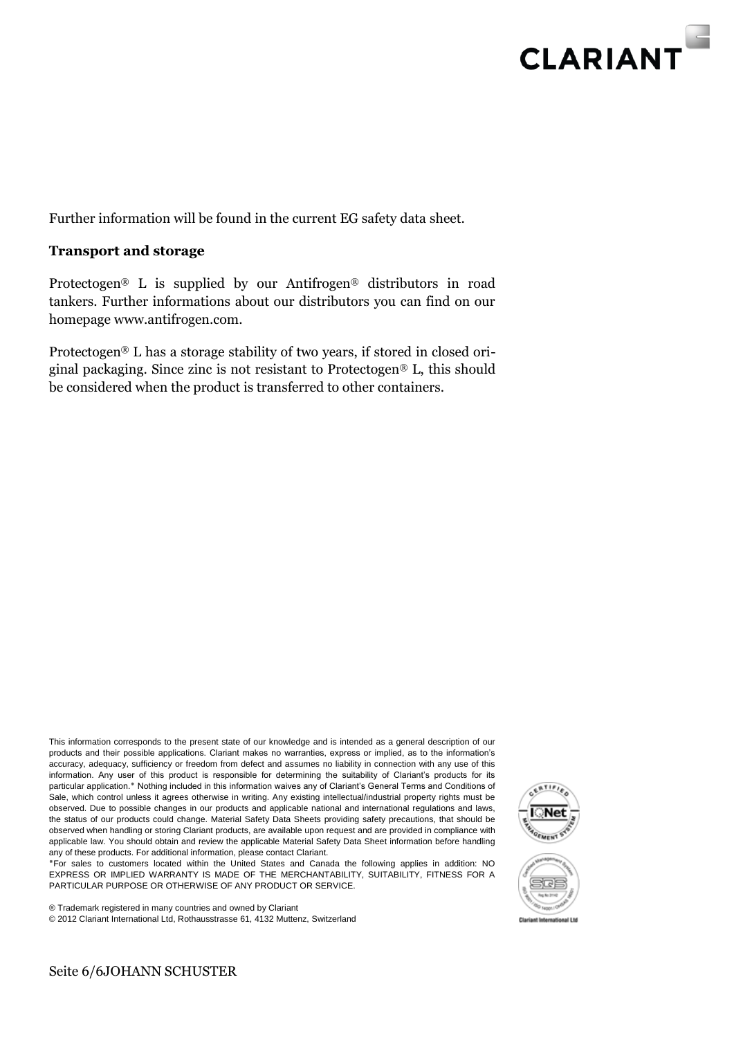Further information will be found in the current EG safety data sheet.

**Transport and storage**

Protectogen® L is supplied by our Antifrogen® distributors in road tankers. Further informations about our distributors you can find on our homepage www.antifrogen.com.

Protectogen® L has a storage stability of two years, if stored in closed original packaging. Since zinc is not resistant to Protectogen® L, this should be considered when the product is transferred to other containers.

This information corresponds to the present state of our knowledge and is intended as a general description of our products and their possible applications. Clariant makes no warranties, express or implied, as to the information's accuracy, adequacy, sufficiency or freedom from defect and assumes no liability in connection with any use of this information. Any user of this product is responsible for determining the suitability of Clariant's products for its particular application.* Nothing included in this information waives any of Clariant's General Terms and Conditions of Sale, which control unless it agrees otherwise in writing. Any existing intellectual/industrial property rights must be observed. Due to possible changes in our products and applicable national and international regulations and laws, the status of our products could change. Material Safety Data Sheets providing safety precautions, that should be observed when handling or storing Clariant products, are available upon request and are provided in compliance with applicable law. You should obtain and review the applicable Material Safety Data Sheet information before handling any of these products. For additional information, please contact Clariant.
*For sales to customers located within the United States and Canada the following applies in addition: NO EXPRESS OR IMPLIED WARRANTY IS MADE OF THE MERCHANTABILITY, SUITABILITY, FITNESS FOR A PARTICULAR PURPOSE OR OTHERWISE OF ANY PRODUCT OR SERVICE.

® Trademark registered in many countries and owned by Clariant
© 2012 Clariant International Ltd, Rothausstrasse 61, 4132 Muttenz, Switzerland

Clariant International Ltd

JOHANN SCHUSTER